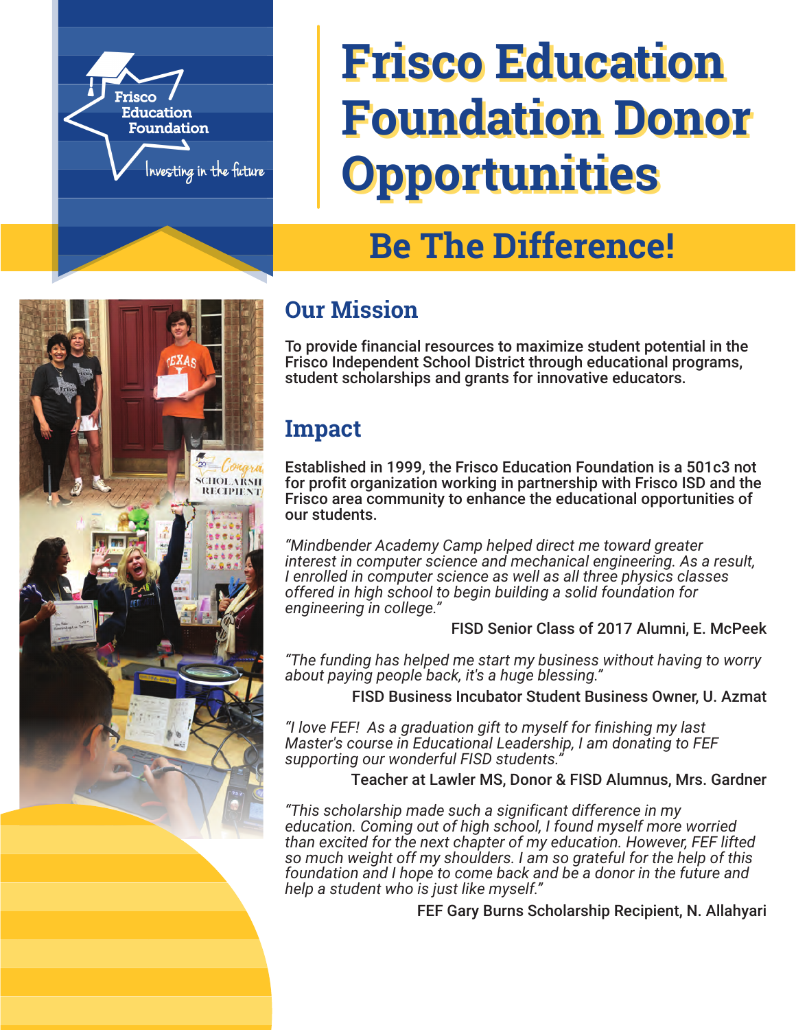Frisco Education Foundation

Investing in the future

# Frisco Education Foundation Donor Opportunities

## Be The Difference!

## Our Mission

To provide financial resources to maximize student potential in the Frisco Independent School District through educational programs, student scholarships and grants for innovative educators.

## Impact

Established in 1999, the Frisco Education Foundation is a 501c3 not for profit organization working in partnership with Frisco ISD and the Frisco area community to enhance the educational opportunities of our students.

*"Mindbender Academy Camp helped direct me toward greater interest in computer science and mechanical engineering. As a result, I enrolled in computer science as well as all three physics classes offered in high school to begin building a solid foundation for engineering in college."*

FISD Senior Class of 2017 Alumni, E. McPeek

*"The funding has helped me start my business without having to worry about paying people back, it's a huge blessing."*

FISD Business Incubator Student Business Owner, U. Azmat

*"I love FEF! As a graduation gift to myself for finishing my last Master's course in Educational Leadership, I am donating to FEF supporting our wonderful FISD students."*

Teacher at Lawler MS, Donor & FISD Alumnus, Mrs. Gardner

*"This scholarship made such a significant difference in my education. Coming out of high school, I found myself more worried than excited for the next chapter of my education. However, FEF lifted so much weight off my shoulders. I am so grateful for the help of this foundation and I hope to come back and be a donor in the future and help a student who is just like myself."*

FEF Gary Burns Scholarship Recipient, N. Allahyari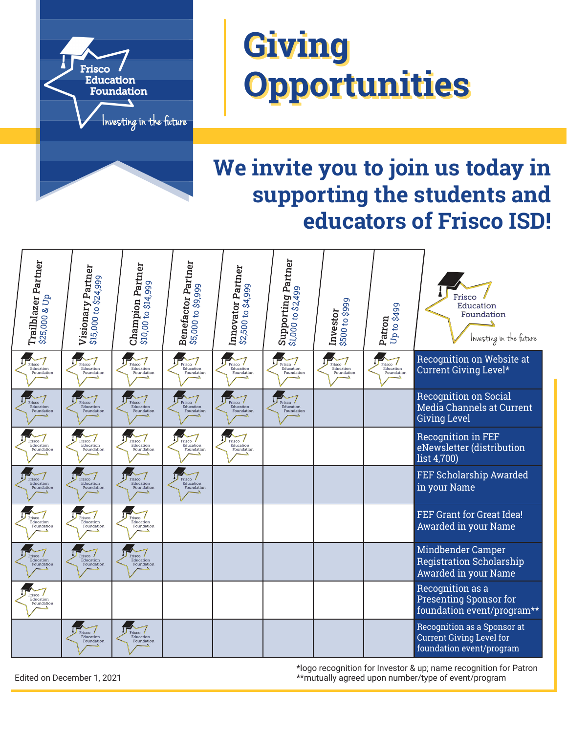# Giving Opportunities

## We invite you to join us today in supporting the students and educators of Frisco ISD!

| Trailblazer Partner $25,000 & Up | Visionary Partner $15,000 to $24,999 | Champion Partner $10,00 to $14,999 | Benefactor Partner $5,000 to $9,999 | Innovator Partner $2,500 to $4,999 | Supporting Partner $1,000 to $2,499 | Investor $500 to $999 | Patron Up to $499 | |
|---|---|---|---|---|---|---|---|---|
| ✓ | ✓ | ✓ | ✓ | ✓ | ✓ | ✓ | ✓ | Recognition on Website at Current Giving Level* |
| ✓ | ✓ | ✓ | ✓ | ✓ | ✓ | | | Recognition on Social Media Channels at Current Giving Level |
| ✓ | ✓ | ✓ | ✓ | ✓ | | | | Recognition in FEF eNewsletter (distribution list 4,700) |
| ✓ | ✓ | ✓ | ✓ | | | | | FEF Scholarship Awarded in your Name |
| ✓ | ✓ | ✓ | | | | | | FEF Grant for Great Idea! Awarded in your Name |
| ✓ | ✓ | ✓ | | | | | | Mindbender Camper Registration Scholarship Awarded in your Name |
| ✓ | | | | | | | | Recognition as a Presenting Sponsor for foundation event/program** |
| | ✓ | ✓ | | | | | | Recognition as a Sponsor at Current Giving Level for foundation event/program |

*logo recognition for Investor & up; name recognition for Patron
**mutually agreed upon number/type of event/program

Edited on December 1, 2021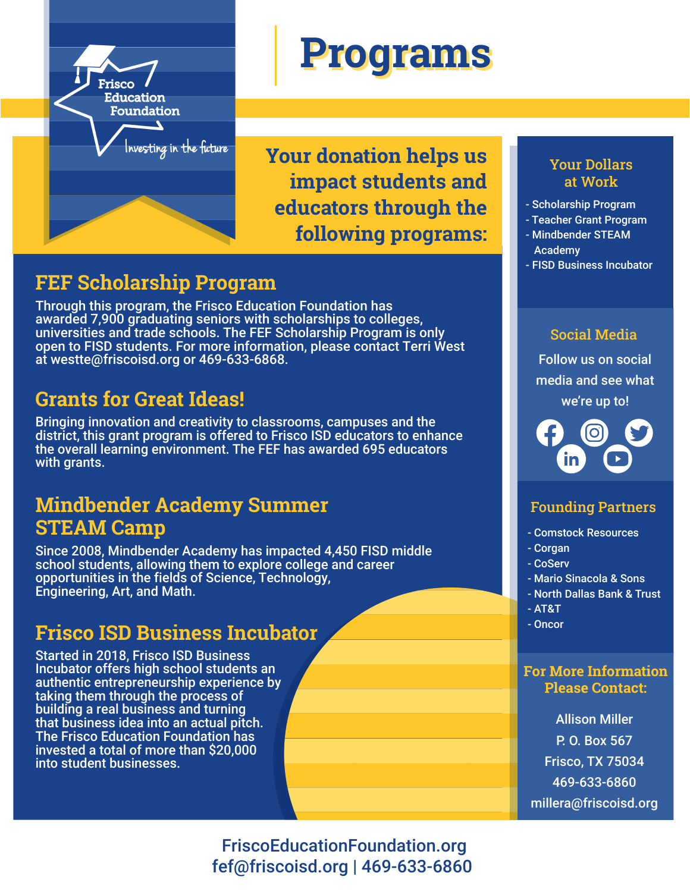# Programs

Frisco Education Foundation

*Investing in the future*

## Your donation helps us impact students and educators through the following programs:

### FEF Scholarship Program

Through this program, the Frisco Education Foundation has awarded 7,900 graduating seniors with scholarships to colleges, universities and trade schools. The FEF Scholarship Program is only open to FISD students. For more information, please contact Terri West at westte@friscoisd.org or 469-633-6868.

### Grants for Great Ideas!

Bringing innovation and creativity to classrooms, campuses and the district, this grant program is offered to Frisco ISD educators to enhance the overall learning environment. The FEF has awarded 695 educators with grants.

### Mindbender Academy Summer STEAM Camp

Since 2008, Mindbender Academy has impacted 4,450 FISD middle school students, allowing them to explore college and career opportunities in the fields of Science, Technology, Engineering, Art, and Math.

### Frisco ISD Business Incubator

Started in 2018, Frisco ISD Business Incubator offers high school students an authentic entrepreneurship experience by taking them through the process of building a real business and turning that business idea into an actual pitch. The Frisco Education Foundation has invested a total of more than $20,000 into student businesses.

### Your Dollars at Work

- Scholarship Program
- Teacher Grant Program
- Mindbender STEAM Academy
- FISD Business Incubator

### Social Media

Follow us on social media and see what we're up to!

### Founding Partners

- Comstock Resources
- Corgan
- CoServ
- Mario Sinacola & Sons
- North Dallas Bank & Trust
- AT&T
- Oncor

### For More Information Please Contact:

Allison Miller
P. O. Box 567
Frisco, TX 75034
469-633-6860
millera@friscoisd.org

FriscoEducationFoundation.org
fef@friscoisd.org | 469-633-6860